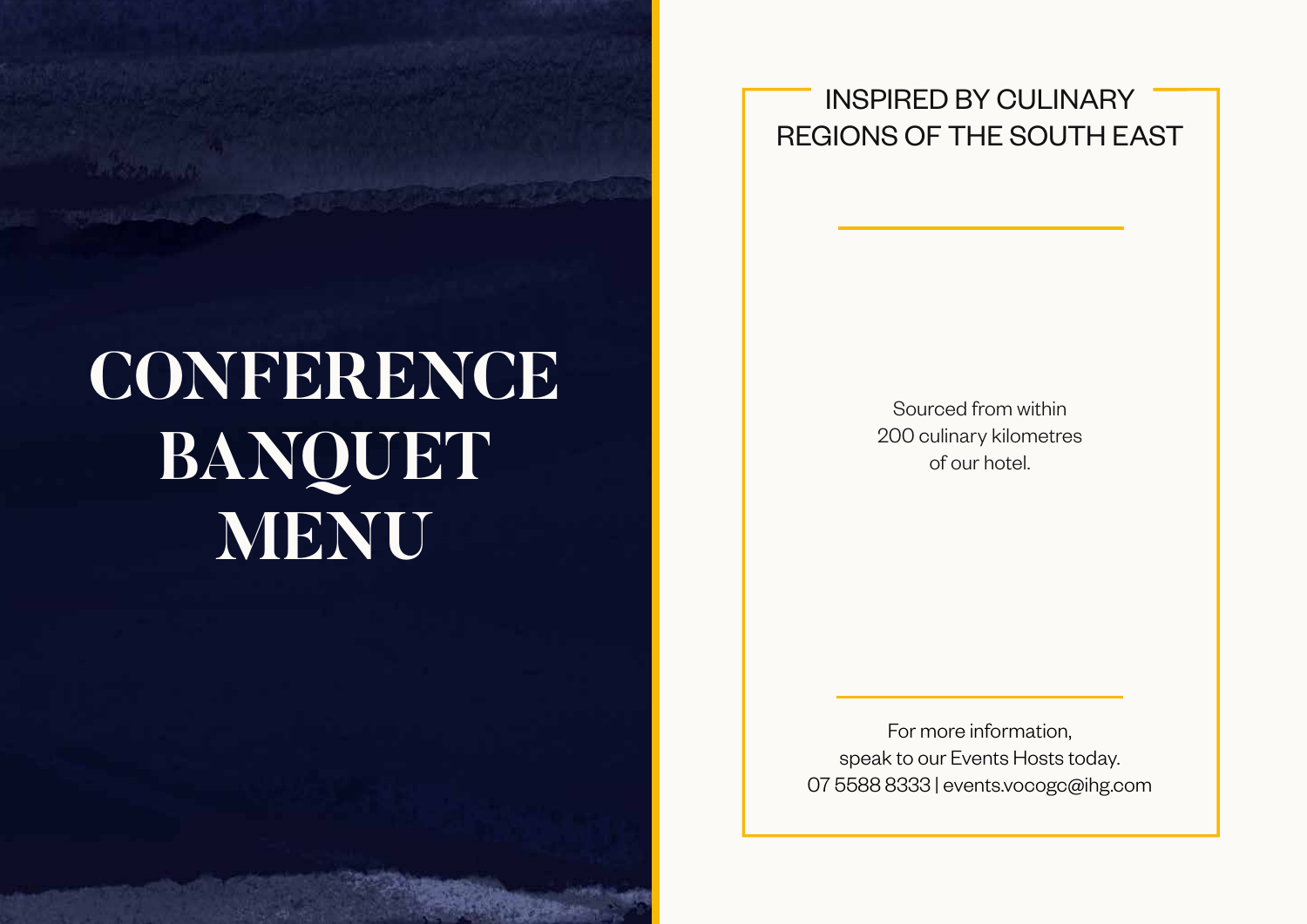# CONFERENCE BANQUET MENU

## INSPIRED BY CULINARY REGIONS OF THE SOUTH EAST

Sourced from within 200 culinary kilometres of our hotel.

For more information, speak to our Events Hosts today.
07 5588 8333 | events.vocogc@ihg.com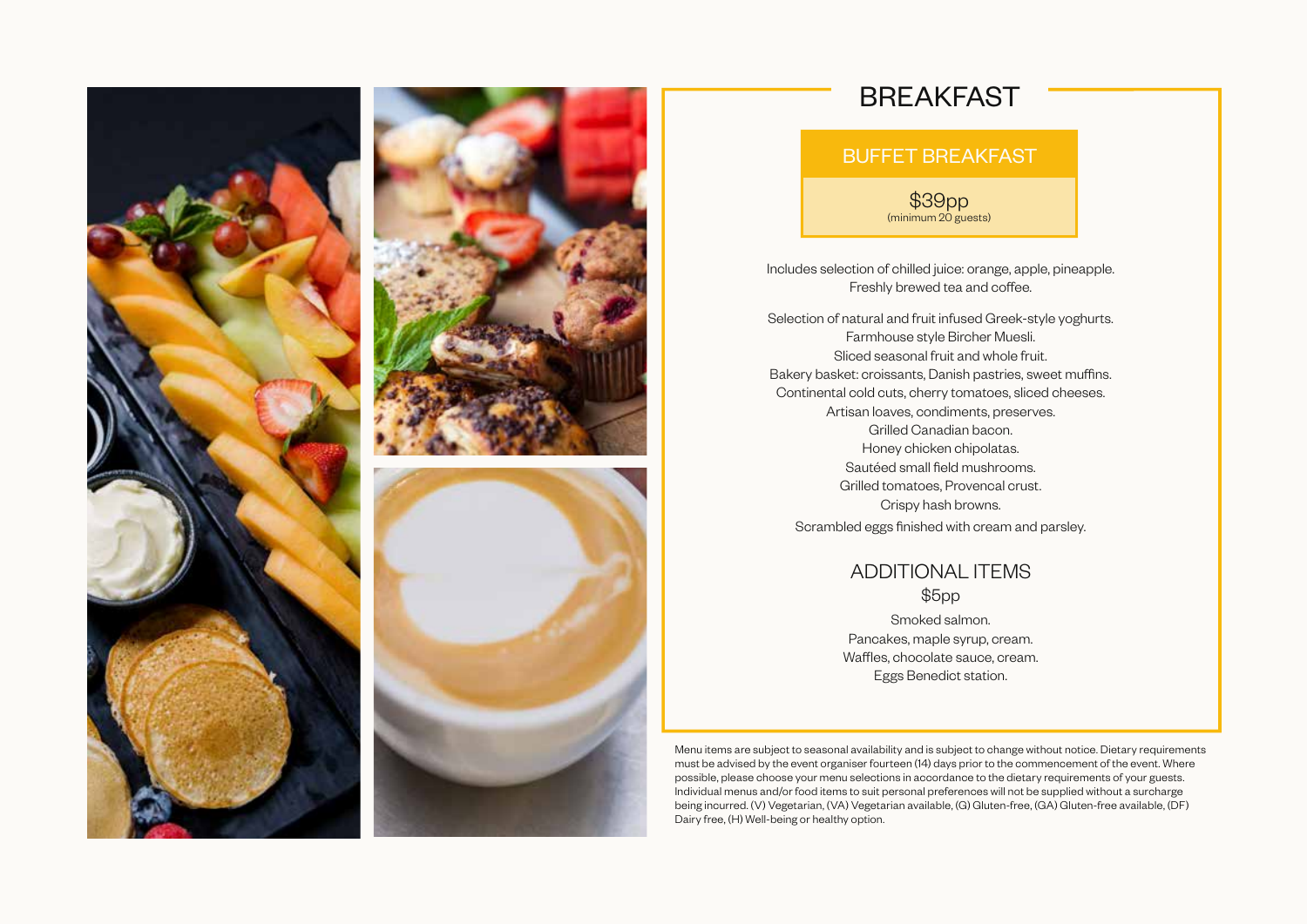# BREAKFAST

## BUFFET BREAKFAST

$39pp
(minimum 20 guests)

Includes selection of chilled juice: orange, apple, pineapple.
Freshly brewed tea and coffee.

Selection of natural and fruit infused Greek-style yoghurts.
Farmhouse style Bircher Muesli.
Sliced seasonal fruit and whole fruit.
Bakery basket: croissants, Danish pastries, sweet muffins.
Continental cold cuts, cherry tomatoes, sliced cheeses.
Artisan loaves, condiments, preserves.
Grilled Canadian bacon.
Honey chicken chipolatas.
Sautéed small field mushrooms.
Grilled tomatoes, Provencal crust.
Crispy hash browns.
Scrambled eggs finished with cream and parsley.

## ADDITIONAL ITEMS

$5pp

Smoked salmon.
Pancakes, maple syrup, cream.
Waffles, chocolate sauce, cream.
Eggs Benedict station.

Menu items are subject to seasonal availability and is subject to change without notice. Dietary requirements must be advised by the event organiser fourteen (14) days prior to the commencement of the event. Where possible, please choose your menu selections in accordance to the dietary requirements of your guests. Individual menus and/or food items to suit personal preferences will not be supplied without a surcharge being incurred. (V) Vegetarian, (VA) Vegetarian available, (G) Gluten-free, (GA) Gluten-free available, (DF) Dairy free, (H) Well-being or healthy option.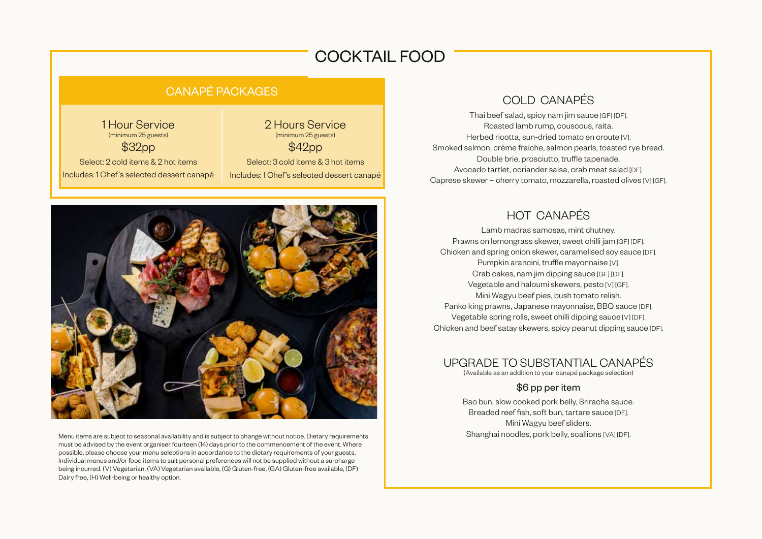# COCKTAIL FOOD

## CANAPÉ PACKAGES

| 1 Hour Service (minimum 25 guests) | 2 Hours Service (minimum 25 guests) |
| --- | --- |
| $32pp | $42pp |
| Select: 2 cold items & 2 hot items | Select: 3 cold items & 3 hot items |
| Includes: 1 Chef's selected dessert canapé | Includes: 1 Chef's selected dessert canapé |

Menu items are subject to seasonal availability and is subject to change without notice. Dietary requirements must be advised by the event organiser fourteen (14) days prior to the commencement of the event. Where possible, please choose your menu selections in accordance to the dietary requirements of your guests. Individual menus and/or food items to suit personal preferences will not be supplied without a surcharge being incurred. (V) Vegetarian, (VA) Vegetarian available, (G) Gluten-free, (GA) Gluten-free available, (DF) Dairy free, (H) Well-being or healthy option.

## COLD CANAPÉS

Thai beef salad, spicy nam jim sauce [GF] [DF].
Roasted lamb rump, couscous, raita.
Herbed ricotta, sun-dried tomato en croute [V].
Smoked salmon, crème fraiche, salmon pearls, toasted rye bread.
Double brie, prosciutto, truffle tapenade.
Avocado tartlet, coriander salsa, crab meat salad [DF].
Caprese skewer – cherry tomato, mozzarella, roasted olives [V] [GF].

## HOT CANAPÉS

Lamb madras samosas, mint chutney.
Prawns on lemongrass skewer, sweet chilli jam [GF] [DF].
Chicken and spring onion skewer, caramelised soy sauce [DF].
Pumpkin arancini, truffle mayonnaise [V].
Crab cakes, nam jim dipping sauce [GF] [DF].
Vegetable and haloumi skewers, pesto [V] [GF].
Mini Wagyu beef pies, bush tomato relish.
Panko king prawns, Japanese mayonnaise, BBQ sauce [DF].
Vegetable spring rolls, sweet chilli dipping sauce [V] [DF].
Chicken and beef satay skewers, spicy peanut dipping sauce [DF].

## UPGRADE TO SUBSTANTIAL CANAPÉS

(Available as an addition to your canapé package selection)

### $6 pp per item

Bao bun, slow cooked pork belly, Sriracha sauce.
Breaded reef fish, soft bun, tartare sauce [DF].
Mini Wagyu beef sliders.
Shanghai noodles, pork belly, scallions [VA] [DF].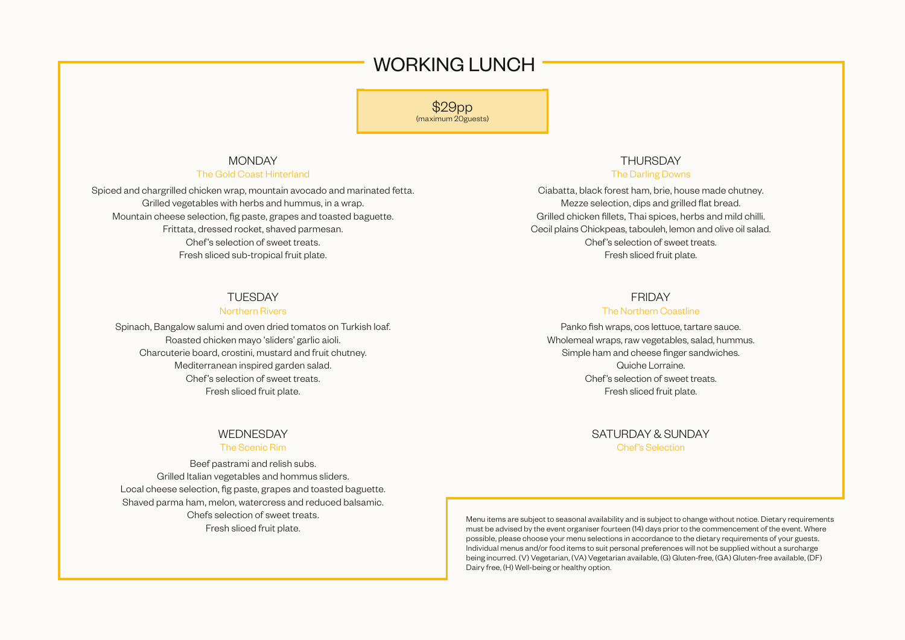# WORKING LUNCH

**$29pp**
(maximum 20guests)

## MONDAY

The Gold Coast Hinterland

Spiced and chargrilled chicken wrap, mountain avocado and marinated fetta.
Grilled vegetables with herbs and hummus, in a wrap.
Mountain cheese selection, fig paste, grapes and toasted baguette.
Frittata, dressed rocket, shaved parmesan.
Chef's selection of sweet treats.
Fresh sliced sub-tropical fruit plate.

## TUESDAY

Northern Rivers

Spinach, Bangalow salumi and oven dried tomatos on Turkish loaf.
Roasted chicken mayo 'sliders' garlic aioli.
Charcuterie board, crostini, mustard and fruit chutney.
Mediterranean inspired garden salad.
Chef's selection of sweet treats.
Fresh sliced fruit plate.

## WEDNESDAY

The Scenic Rim

Beef pastrami and relish subs.
Grilled Italian vegetables and hommus sliders.
Local cheese selection, fig paste, grapes and toasted baguette.
Shaved parma ham, melon, watercress and reduced balsamic.
Chefs selection of sweet treats.
Fresh sliced fruit plate.

## THURSDAY

The Darling Downs

Ciabatta, black forest ham, brie, house made chutney.
Mezze selection, dips and grilled flat bread.
Grilled chicken fillets, Thai spices, herbs and mild chilli.
Cecil plains Chickpeas, tabouleh, lemon and olive oil salad.
Chef's selection of sweet treats.
Fresh sliced fruit plate.

## FRIDAY

The Northern Coastline

Panko fish wraps, cos lettuce, tartare sauce.
Wholemeal wraps, raw vegetables, salad, hummus.
Simple ham and cheese finger sandwiches.
Quiche Lorraine.
Chef's selection of sweet treats.
Fresh sliced fruit plate.

## SATURDAY & SUNDAY

Chef's Selection

Menu items are subject to seasonal availability and is subject to change without notice. Dietary requirements must be advised by the event organiser fourteen (14) days prior to the commencement of the event. Where possible, please choose your menu selections in accordance to the dietary requirements of your guests. Individual menus and/or food items to suit personal preferences will not be supplied without a surcharge being incurred. (V) Vegetarian, (VA) Vegetarian available, (G) Gluten-free, (GA) Gluten-free available, (DF) Dairy free, (H) Well-being or healthy option.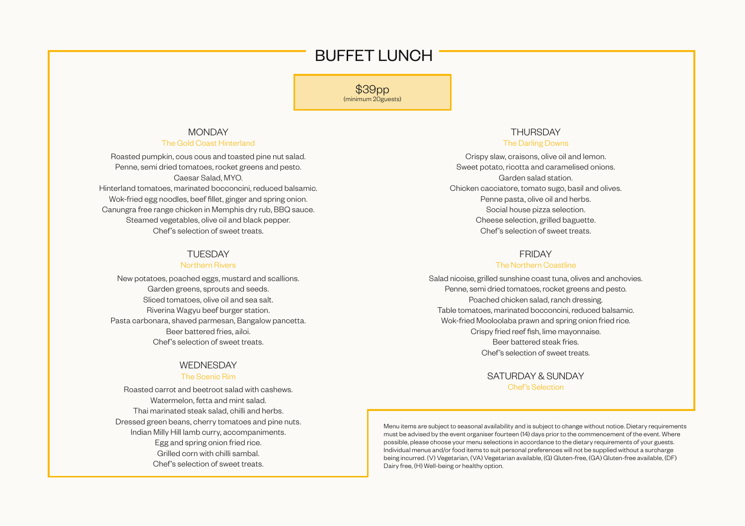# BUFFET LUNCH

**$39pp**
(minimum 20guests)

## MONDAY
The Gold Coast Hinterland

Roasted pumpkin, cous cous and toasted pine nut salad.
Penne, semi dried tomatoes, rocket greens and pesto.
Caesar Salad, MYO.
Hinterland tomatoes, marinated bocconcini, reduced balsamic.
Wok-fried egg noodles, beef fillet, ginger and spring onion.
Canungra free range chicken in Memphis dry rub, BBQ sauce.
Steamed vegetables, olive oil and black pepper.
Chef's selection of sweet treats.

## TUESDAY
Northern Rivers

New potatoes, poached eggs, mustard and scallions.
Garden greens, sprouts and seeds.
Sliced tomatoes, olive oil and sea salt.
Riverina Wagyu beef burger station.
Pasta carbonara, shaved parmesan, Bangalow pancetta.
Beer battered fries, ailoi.
Chef's selection of sweet treats.

## WEDNESDAY
The Scenic Rim

Roasted carrot and beetroot salad with cashews.
Watermelon, fetta and mint salad.
Thai marinated steak salad, chilli and herbs.
Dressed green beans, cherry tomatoes and pine nuts.
Indian Milly Hill lamb curry, accompaniments.
Egg and spring onion fried rice.
Grilled corn with chilli sambal.
Chef's selection of sweet treats.

## THURSDAY
The Darling Downs

Crispy slaw, craisons, olive oil and lemon.
Sweet potato, ricotta and caramelised onions.
Garden salad station.
Chicken cacciatore, tomato sugo, basil and olives.
Penne pasta, olive oil and herbs.
Social house pizza selection.
Cheese selection, grilled baguette.
Chef's selection of sweet treats.

## FRIDAY
The Northern Coastline

Salad nicoise, grilled sunshine coast tuna, olives and anchovies.
Penne, semi dried tomatoes, rocket greens and pesto.
Poached chicken salad, ranch dressing.
Table tomatoes, marinated bocconcini, reduced balsamic.
Wok-fried Mooloolaba prawn and spring onion fried rice.
Crispy fried reef fish, lime mayonnaise.
Beer battered steak fries.
Chef's selection of sweet treats.

## SATURDAY & SUNDAY
Chef's Selection

Menu items are subject to seasonal availability and is subject to change without notice. Dietary requirements must be advised by the event organiser fourteen (14) days prior to the commencement of the event. Where possible, please choose your menu selections in accordance to the dietary requirements of your guests. Individual menus and/or food items to suit personal preferences will not be supplied without a surcharge being incurred. (V) Vegetarian, (VA) Vegetarian available, (G) Gluten-free, (GA) Gluten-free available, (DF) Dairy free, (H) Well-being or healthy option.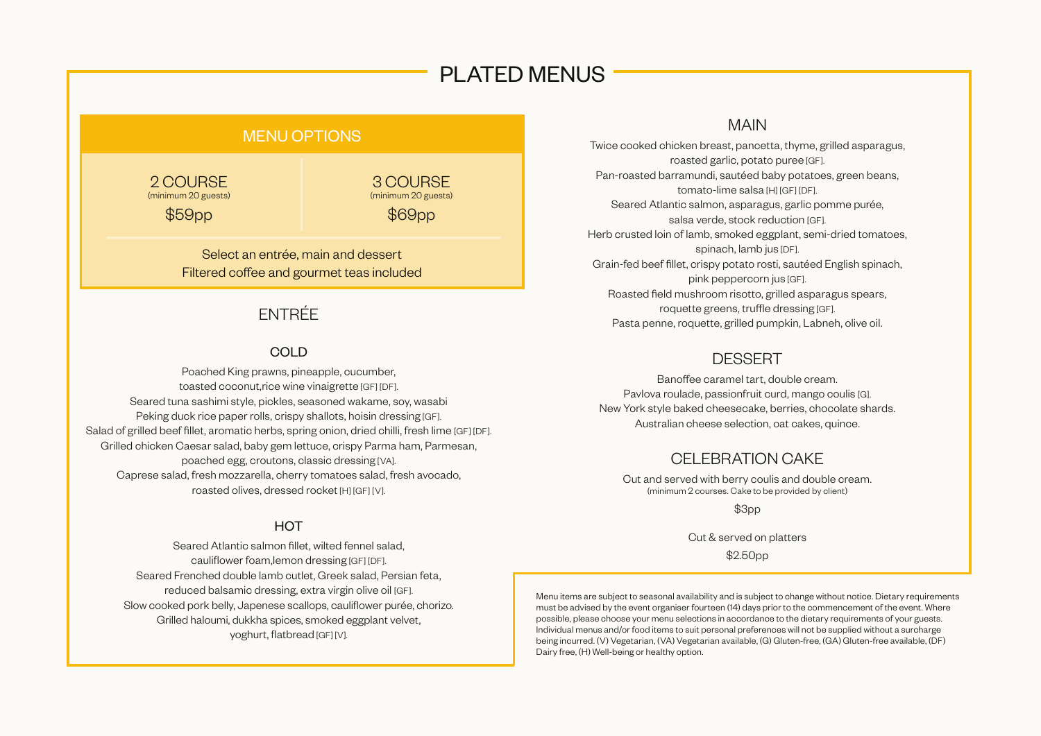# PLATED MENUS

## MENU OPTIONS

| 2 COURSE (minimum 20 guests) | 3 COURSE (minimum 20 guests) |
|---|---|
| $59pp | $69pp |

Select an entrée, main and dessert
Filtered coffee and gourmet teas included

## ENTRÉE

### COLD

Poached King prawns, pineapple, cucumber, toasted coconut,rice wine vinaigrette [GF] [DF].
Seared tuna sashimi style, pickles, seasoned wakame, soy, wasabi
Peking duck rice paper rolls, crispy shallots, hoisin dressing [GF].
Salad of grilled beef fillet, aromatic herbs, spring onion, dried chilli, fresh lime [GF] [DF].
Grilled chicken Caesar salad, baby gem lettuce, crispy Parma ham, Parmesan, poached egg, croutons, classic dressing [VA].
Caprese salad, fresh mozzarella, cherry tomatoes salad, fresh avocado, roasted olives, dressed rocket [H] [GF] [V].

### HOT

Seared Atlantic salmon fillet, wilted fennel salad, cauliflower foam,lemon dressing [GF] [DF].
Seared Frenched double lamb cutlet, Greek salad, Persian feta, reduced balsamic dressing, extra virgin olive oil [GF].
Slow cooked pork belly, Japenese scallops, cauliflower purée, chorizo.
Grilled haloumi, dukkha spices, smoked eggplant velvet, yoghurt, flatbread [GF] [V].

## MAIN

Twice cooked chicken breast, pancetta, thyme, grilled asparagus, roasted garlic, potato puree [GF].
Pan-roasted barramundi, sautéed baby potatoes, green beans, tomato-lime salsa [H] [GF] [DF].
Seared Atlantic salmon, asparagus, garlic pomme purée, salsa verde, stock reduction [GF].
Herb crusted loin of lamb, smoked eggplant, semi-dried tomatoes, spinach, lamb jus [DF].
Grain-fed beef fillet, crispy potato rosti, sautéed English spinach, pink peppercorn jus [GF].
Roasted field mushroom risotto, grilled asparagus spears, roquette greens, truffle dressing [GF].
Pasta penne, roquette, grilled pumpkin, Labneh, olive oil.

## DESSERT

Banoffee caramel tart, double cream.
Pavlova roulade, passionfruit curd, mango coulis [G].
New York style baked cheesecake, berries, chocolate shards.
Australian cheese selection, oat cakes, quince.

## CELEBRATION CAKE

Cut and served with berry coulis and double cream.
(minimum 2 courses. Cake to be provided by client)

$3pp

Cut & served on platters

$2.50pp

Menu items are subject to seasonal availability and is subject to change without notice. Dietary requirements must be advised by the event organiser fourteen (14) days prior to the commencement of the event. Where possible, please choose your menu selections in accordance to the dietary requirements of your guests. Individual menus and/or food items to suit personal preferences will not be supplied without a surcharge being incurred. (V) Vegetarian, (VA) Vegetarian available, (G) Gluten-free, (GA) Gluten-free available, (DF) Dairy free, (H) Well-being or healthy option.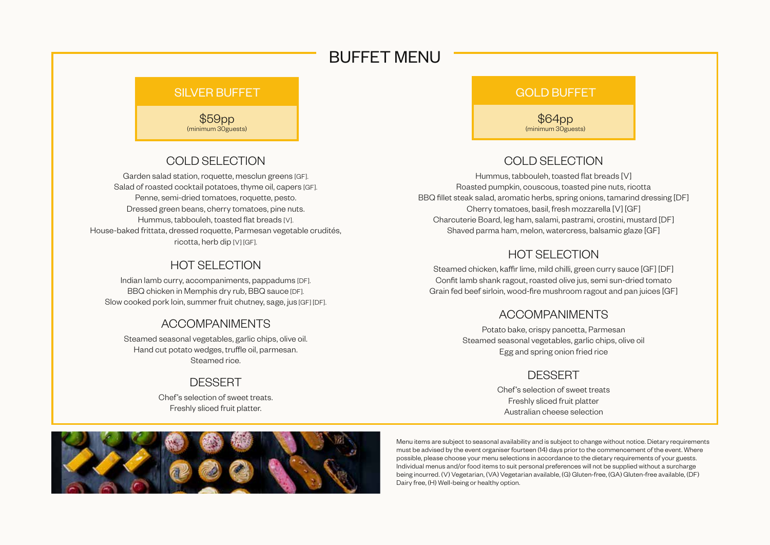# BUFFET MENU

## SILVER BUFFET

$59pp
(minimum 30guests)

### COLD SELECTION

Garden salad station, roquette, mesclun greens [GF].
Salad of roasted cocktail potatoes, thyme oil, capers [GF].
Penne, semi-dried tomatoes, roquette, pesto.
Dressed green beans, cherry tomatoes, pine nuts.
Hummus, tabbouleh, toasted flat breads [V].
House-baked frittata, dressed roquette, Parmesan vegetable crudités, ricotta, herb dip [V] [GF].

### HOT SELECTION

Indian lamb curry, accompaniments, pappadums [DF].
BBQ chicken in Memphis dry rub, BBQ sauce [DF].
Slow cooked pork loin, summer fruit chutney, sage, jus [GF] [DF].

### ACCOMPANIMENTS

Steamed seasonal vegetables, garlic chips, olive oil.
Hand cut potato wedges, truffle oil, parmesan.
Steamed rice.

### DESSERT

Chef's selection of sweet treats.
Freshly sliced fruit platter.

## GOLD BUFFET

$64pp
(minimum 30guests)

### COLD SELECTION

Hummus, tabbouleh, toasted flat breads [V]
Roasted pumpkin, couscous, toasted pine nuts, ricotta
BBQ fillet steak salad, aromatic herbs, spring onions, tamarind dressing [DF]
Cherry tomatoes, basil, fresh mozzarella [V] [GF]
Charcuterie Board, leg ham, salami, pastrami, crostini, mustard [DF]
Shaved parma ham, melon, watercress, balsamic glaze [GF]

### HOT SELECTION

Steamed chicken, kaffir lime, mild chilli, green curry sauce [GF] [DF]
Confit lamb shank ragout, roasted olive jus, semi sun-dried tomato
Grain fed beef sirloin, wood-fire mushroom ragout and pan juices [GF]

### ACCOMPANIMENTS

Potato bake, crispy pancetta, Parmesan
Steamed seasonal vegetables, garlic chips, olive oil
Egg and spring onion fried rice

### DESSERT

Chef's selection of sweet treats
Freshly sliced fruit platter
Australian cheese selection

Menu items are subject to seasonal availability and is subject to change without notice. Dietary requirements must be advised by the event organiser fourteen (14) days prior to the commencement of the event. Where possible, please choose your menu selections in accordance to the dietary requirements of your guests. Individual menus and/or food items to suit personal preferences will not be supplied without a surcharge being incurred. (V) Vegetarian, (VA) Vegetarian available, (G) Gluten-free, (GA) Gluten-free available, (DF) Dairy free, (H) Well-being or healthy option.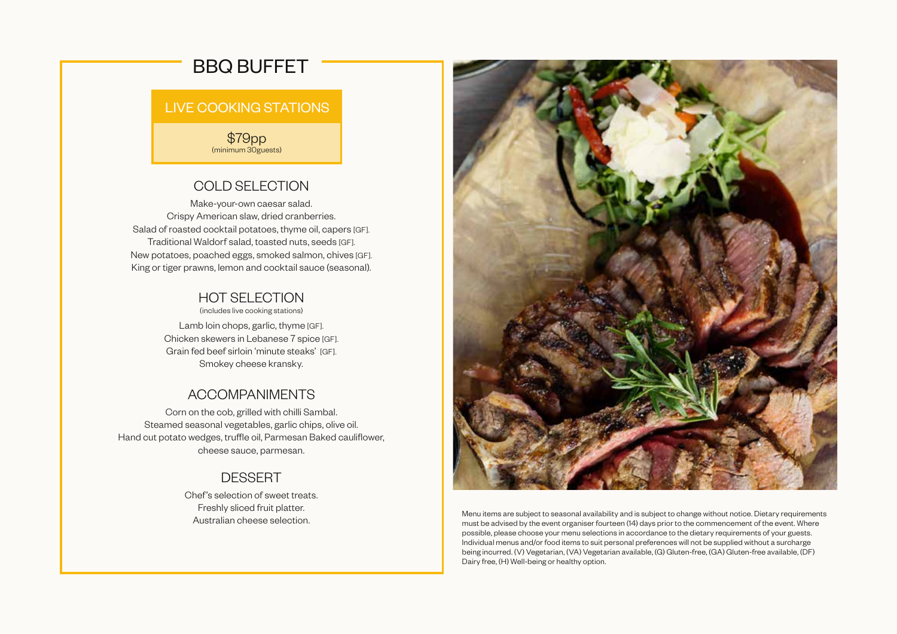# BBQ BUFFET

## LIVE COOKING STATIONS

$79pp
(minimum 30guests)

### COLD SELECTION

Make-your-own caesar salad.
Crispy American slaw, dried cranberries.
Salad of roasted cocktail potatoes, thyme oil, capers [GF].
Traditional Waldorf salad, toasted nuts, seeds [GF].
New potatoes, poached eggs, smoked salmon, chives [GF].
King or tiger prawns, lemon and cocktail sauce (seasonal).

### HOT SELECTION

(includes live cooking stations)

Lamb loin chops, garlic, thyme [GF].
Chicken skewers in Lebanese 7 spice [GF].
Grain fed beef sirloin 'minute steaks' [GF].
Smokey cheese kransky.

### ACCOMPANIMENTS

Corn on the cob, grilled with chilli Sambal.
Steamed seasonal vegetables, garlic chips, olive oil.
Hand cut potato wedges, truffle oil, Parmesan Baked cauliflower, cheese sauce, parmesan.

### DESSERT

Chef's selection of sweet treats.
Freshly sliced fruit platter.
Australian cheese selection.

Menu items are subject to seasonal availability and is subject to change without notice. Dietary requirements must be advised by the event organiser fourteen (14) days prior to the commencement of the event. Where possible, please choose your menu selections in accordance to the dietary requirements of your guests. Individual menus and/or food items to suit personal preferences will not be supplied without a surcharge being incurred. (V) Vegetarian, (VA) Vegetarian available, (G) Gluten-free, (GA) Gluten-free available, (DF) Dairy free, (H) Well-being or healthy option.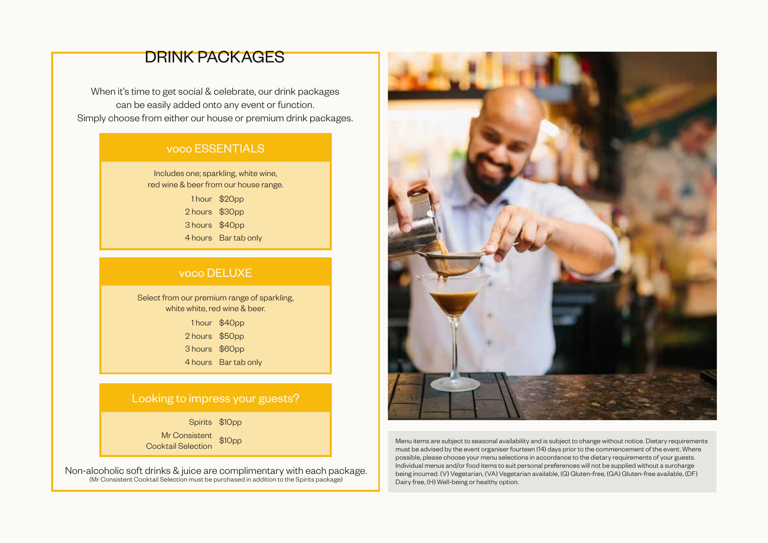# DRINK PACKAGES

When it's time to get social & celebrate, our drink packages can be easily added onto any event or function. Simply choose from either our house or premium drink packages.

## voco ESSENTIALS

Includes one; sparkling, white wine, red wine & beer from our house range.

| | |
|---|---|
| 1 hour | $20pp |
| 2 hours | $30pp |
| 3 hours | $40pp |
| 4 hours | Bar tab only |

## voco DELUXE

Select from our premium range of sparkling, white white, red wine & beer.

| | |
|---|---|
| 1 hour | $40pp |
| 2 hours | $50pp |
| 3 hours | $60pp |
| 4 hours | Bar tab only |

## Looking to impress your guests?

| | |
|---|---|
| Spirits | $10pp |
| Mr Consistent Cocktail Selection | $10pp |

Non-alcoholic soft drinks & juice are complimentary with each package.

(Mr Consistent Cocktail Selection must be purchased in addition to the Spirits package)

Menu items are subject to seasonal availability and is subject to change without notice. Dietary requirements must be advised by the event organiser fourteen (14) days prior to the commencement of the event. Where possible, please choose your menu selections in accordance to the dietary requirements of your guests. Individual menus and/or food items to suit personal preferences will not be supplied without a surcharge being incurred. (V) Vegetarian, (VA) Vegetarian available, (G) Gluten-free, (GA) Gluten-free available, (DF) Dairy free, (H) Well-being or healthy option.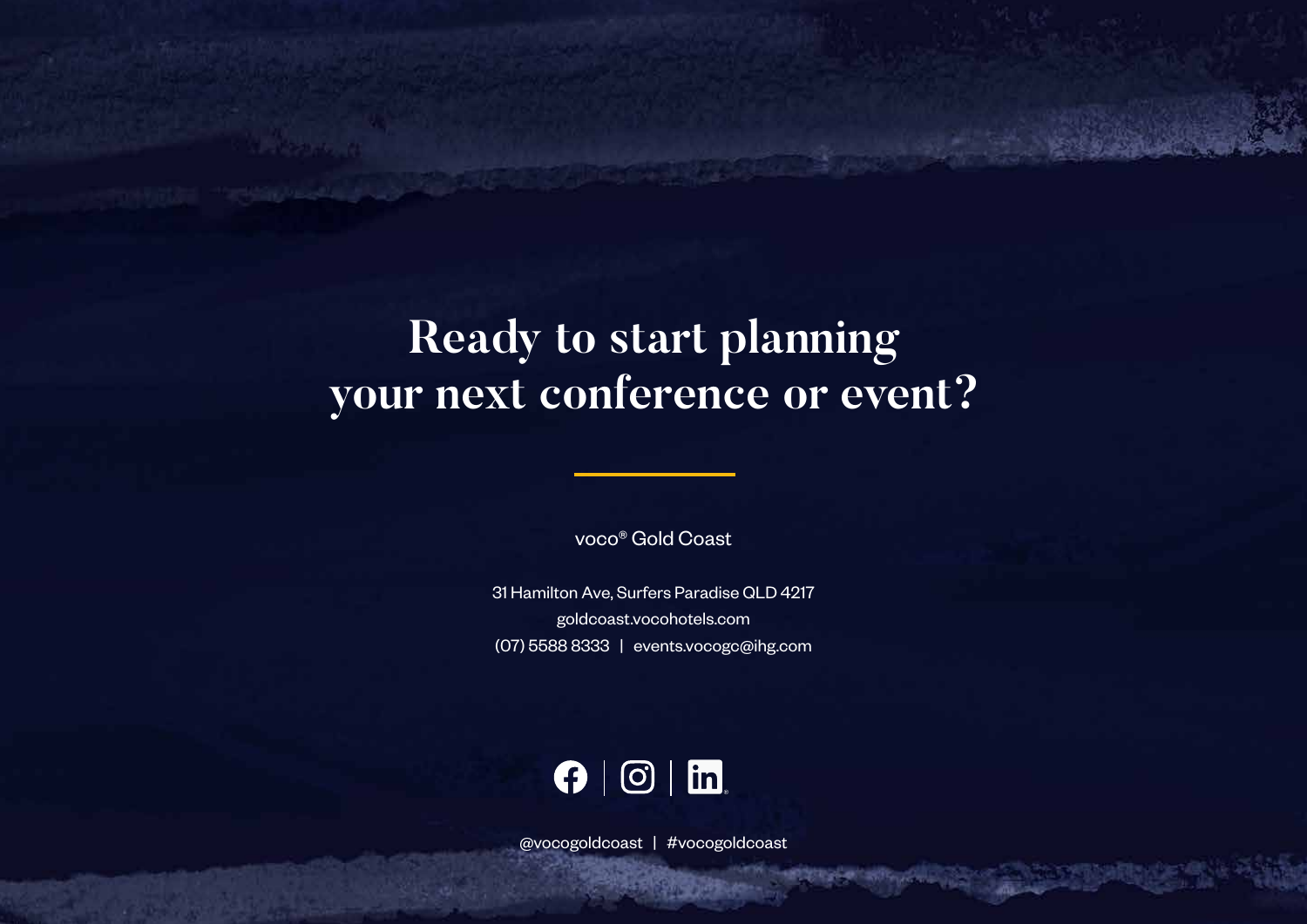# Ready to start planning your next conference or event?

voco® Gold Coast

31 Hamilton Ave, Surfers Paradise QLD 4217
goldcoast.vocohotels.com
(07) 5588 8333 | events.vocogc@ihg.com

@vocogoldcoast | #vocogoldcoast